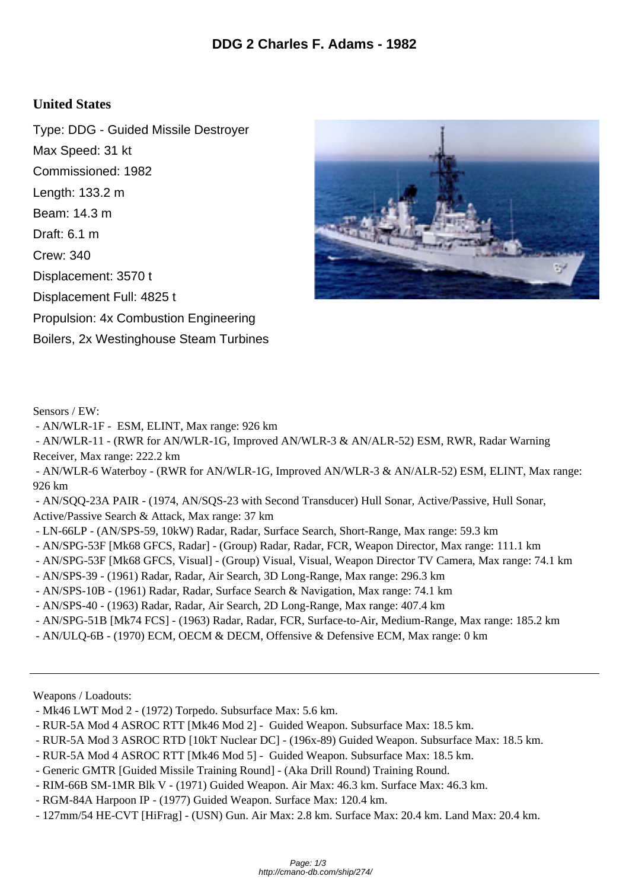# DDG 2 Charles F. Adams - 1982

## United States

Type: DDG - Guided Missile Destroyer

Max Speed: 31 kt

Commissioned: 1982

Length: 133.2 m

Beam: 14.3 m

Draft: 6.1 m

Crew: 340

Displacement: 3570 t

Displacement Full: 4825 t

Propulsion: 4x Combustion Engineering Boilers, 2x Westinghouse Steam Turbines

Sensors / EW:

- AN/WLR-1F - ESM, ELINT, Max range: 926 km
- AN/WLR-11 - (RWR for AN/WLR-1G, Improved AN/WLR-3 & AN/ALR-52) ESM, RWR, Radar Warning Receiver, Max range: 222.2 km
- AN/WLR-6 Waterboy - (RWR for AN/WLR-1G, Improved AN/WLR-3 & AN/ALR-52) ESM, ELINT, Max range: 926 km
- AN/SQQ-23A PAIR - (1974, AN/SQS-23 with Second Transducer) Hull Sonar, Active/Passive, Hull Sonar, Active/Passive Search & Attack, Max range: 37 km
- LN-66LP - (AN/SPS-59, 10kW) Radar, Radar, Surface Search, Short-Range, Max range: 59.3 km
- AN/SPG-53F [Mk68 GFCS, Radar] - (Group) Radar, Radar, FCR, Weapon Director, Max range: 111.1 km
- AN/SPG-53F [Mk68 GFCS, Visual] - (Group) Visual, Visual, Weapon Director TV Camera, Max range: 74.1 km
- AN/SPS-39 - (1961) Radar, Radar, Air Search, 3D Long-Range, Max range: 296.3 km
- AN/SPS-10B - (1961) Radar, Radar, Surface Search & Navigation, Max range: 74.1 km
- AN/SPS-40 - (1963) Radar, Radar, Air Search, 2D Long-Range, Max range: 407.4 km
- AN/SPG-51B [Mk74 FCS] - (1963) Radar, Radar, FCR, Surface-to-Air, Medium-Range, Max range: 185.2 km
- AN/ULQ-6B - (1970) ECM, OECM & DECM, Offensive & Defensive ECM, Max range: 0 km

---

Weapons / Loadouts:

- Mk46 LWT Mod 2 - (1972) Torpedo. Subsurface Max: 5.6 km.
- RUR-5A Mod 4 ASROC RTT [Mk46 Mod 2] - Guided Weapon. Subsurface Max: 18.5 km.
- RUR-5A Mod 3 ASROC RTD [10kT Nuclear DC] - (196x-89) Guided Weapon. Subsurface Max: 18.5 km.
- RUR-5A Mod 4 ASROC RTT [Mk46 Mod 5] - Guided Weapon. Subsurface Max: 18.5 km.
- Generic GMTR [Guided Missile Training Round] - (Aka Drill Round) Training Round.
- RIM-66B SM-1MR Blk V - (1971) Guided Weapon. Air Max: 46.3 km. Surface Max: 46.3 km.
- RGM-84A Harpoon IP - (1977) Guided Weapon. Surface Max: 120.4 km.
- 127mm/54 HE-CVT [HiFrag] - (USN) Gun. Air Max: 2.8 km. Surface Max: 20.4 km. Land Max: 20.4 km.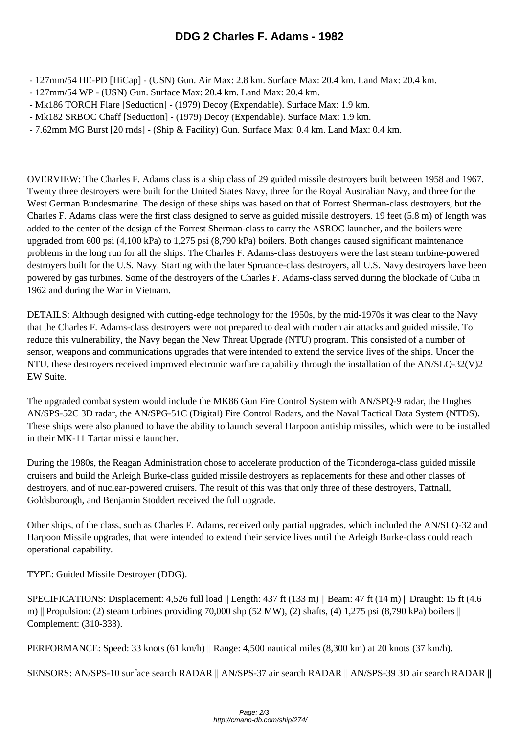- 127mm/54 HE-PD [HiCap] - (USN) Gun. Air Max: 2.8 km. Surface Max: 20.4 km. Land Max: 20.4 km.
- 127mm/54 WP - (USN) Gun. Surface Max: 20.4 km. Land Max: 20.4 km.
- Mk186 TORCH Flare [Seduction] - (1979) Decoy (Expendable). Surface Max: 1.9 km.
- Mk182 SRBOC Chaff [Seduction] - (1979) Decoy (Expendable). Surface Max: 1.9 km.
- 7.62mm MG Burst [20 rnds] - (Ship & Facility) Gun. Surface Max: 0.4 km. Land Max: 0.4 km.

---

OVERVIEW: The Charles F. Adams class is a ship class of 29 guided missile destroyers built between 1958 and 1967. Twenty three destroyers were built for the United States Navy, three for the Royal Australian Navy, and three for the West German Bundesmarine. The design of these ships was based on that of Forrest Sherman-class destroyers, but the Charles F. Adams class were the first class designed to serve as guided missile destroyers. 19 feet (5.8 m) of length was added to the center of the design of the Forrest Sherman-class to carry the ASROC launcher, and the boilers were upgraded from 600 psi (4,100 kPa) to 1,275 psi (8,790 kPa) boilers. Both changes caused significant maintenance problems in the long run for all the ships. The Charles F. Adams-class destroyers were the last steam turbine-powered destroyers built for the U.S. Navy. Starting with the later Spruance-class destroyers, all U.S. Navy destroyers have been powered by gas turbines. Some of the destroyers of the Charles F. Adams-class served during the blockade of Cuba in 1962 and during the War in Vietnam.

DETAILS: Although designed with cutting-edge technology for the 1950s, by the mid-1970s it was clear to the Navy that the Charles F. Adams-class destroyers were not prepared to deal with modern air attacks and guided missile. To reduce this vulnerability, the Navy began the New Threat Upgrade (NTU) program. This consisted of a number of sensor, weapons and communications upgrades that were intended to extend the service lives of the ships. Under the NTU, these destroyers received improved electronic warfare capability through the installation of the AN/SLQ-32(V)2 EW Suite.

The upgraded combat system would include the MK86 Gun Fire Control System with AN/SPQ-9 radar, the Hughes AN/SPS-52C 3D radar, the AN/SPG-51C (Digital) Fire Control Radars, and the Naval Tactical Data System (NTDS). These ships were also planned to have the ability to launch several Harpoon antiship missiles, which were to be installed in their MK-11 Tartar missile launcher.

During the 1980s, the Reagan Administration chose to accelerate production of the Ticonderoga-class guided missile cruisers and build the Arleigh Burke-class guided missile destroyers as replacements for these and other classes of destroyers, and of nuclear-powered cruisers. The result of this was that only three of these destroyers, Tattnall, Goldsborough, and Benjamin Stoddert received the full upgrade.

Other ships, of the class, such as Charles F. Adams, received only partial upgrades, which included the AN/SLQ-32 and Harpoon Missile upgrades, that were intended to extend their service lives until the Arleigh Burke-class could reach operational capability.

TYPE: Guided Missile Destroyer (DDG).

SPECIFICATIONS: Displacement: 4,526 full load || Length: 437 ft (133 m) || Beam: 47 ft (14 m) || Draught: 15 ft (4.6 m) || Propulsion: (2) steam turbines providing 70,000 shp (52 MW), (2) shafts, (4) 1,275 psi (8,790 kPa) boilers || Complement: (310-333).

PERFORMANCE: Speed: 33 knots (61 km/h) || Range: 4,500 nautical miles (8,300 km) at 20 knots (37 km/h).

SENSORS: AN/SPS-10 surface search RADAR || AN/SPS-37 air search RADAR || AN/SPS-39 3D air search RADAR ||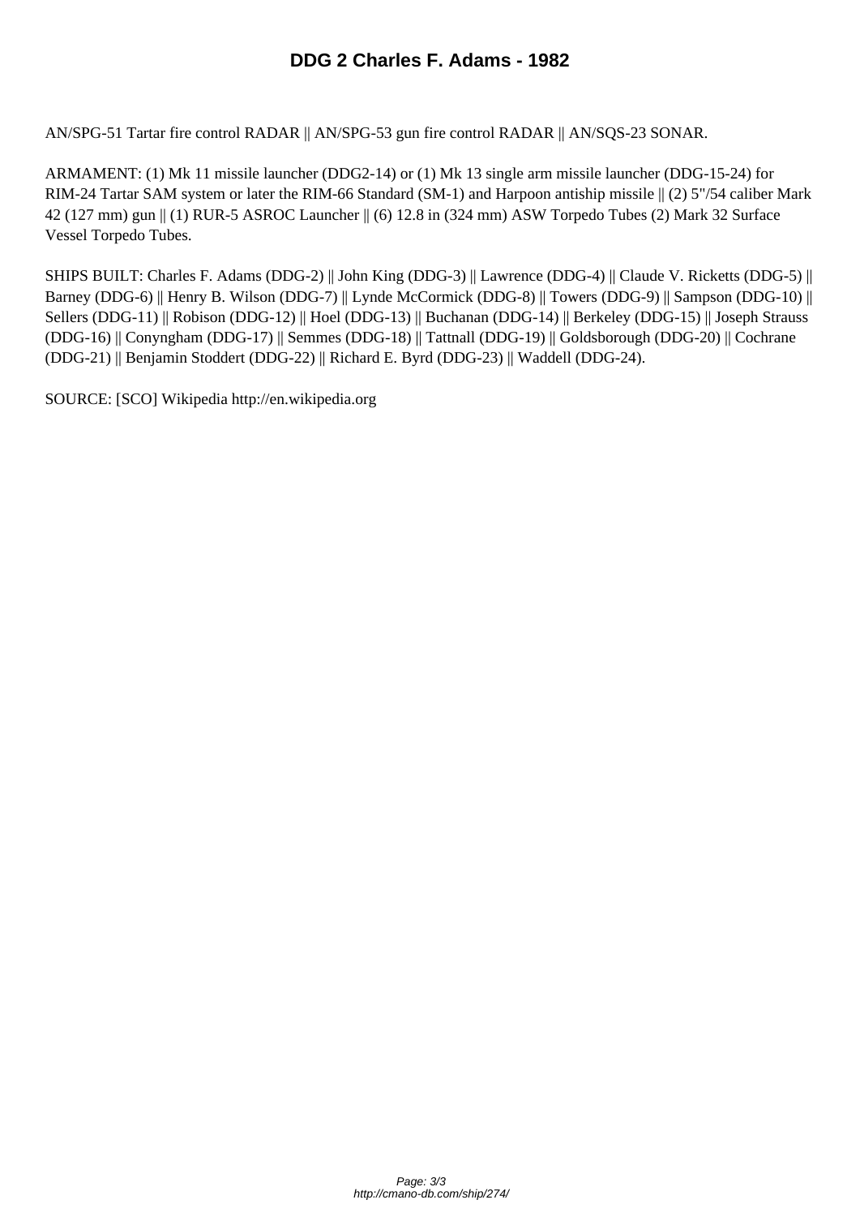AN/SPG-51 Tartar fire control RADAR || AN/SPG-53 gun fire control RADAR || AN/SQS-23 SONAR.

ARMAMENT: (1) Mk 11 missile launcher (DDG2-14) or (1) Mk 13 single arm missile launcher (DDG-15-24) for RIM-24 Tartar SAM system or later the RIM-66 Standard (SM-1) and Harpoon antiship missile || (2) 5"/54 caliber Mark 42 (127 mm) gun || (1) RUR-5 ASROC Launcher || (6) 12.8 in (324 mm) ASW Torpedo Tubes (2) Mark 32 Surface Vessel Torpedo Tubes.

SHIPS BUILT: Charles F. Adams (DDG-2) || John King (DDG-3) || Lawrence (DDG-4) || Claude V. Ricketts (DDG-5) || Barney (DDG-6) || Henry B. Wilson (DDG-7) || Lynde McCormick (DDG-8) || Towers (DDG-9) || Sampson (DDG-10) || Sellers (DDG-11) || Robison (DDG-12) || Hoel (DDG-13) || Buchanan (DDG-14) || Berkeley (DDG-15) || Joseph Strauss (DDG-16) || Conyngham (DDG-17) || Semmes (DDG-18) || Tattnall (DDG-19) || Goldsborough (DDG-20) || Cochrane (DDG-21) || Benjamin Stoddert (DDG-22) || Richard E. Byrd (DDG-23) || Waddell (DDG-24).

SOURCE: [SCO] Wikipedia http://en.wikipedia.org